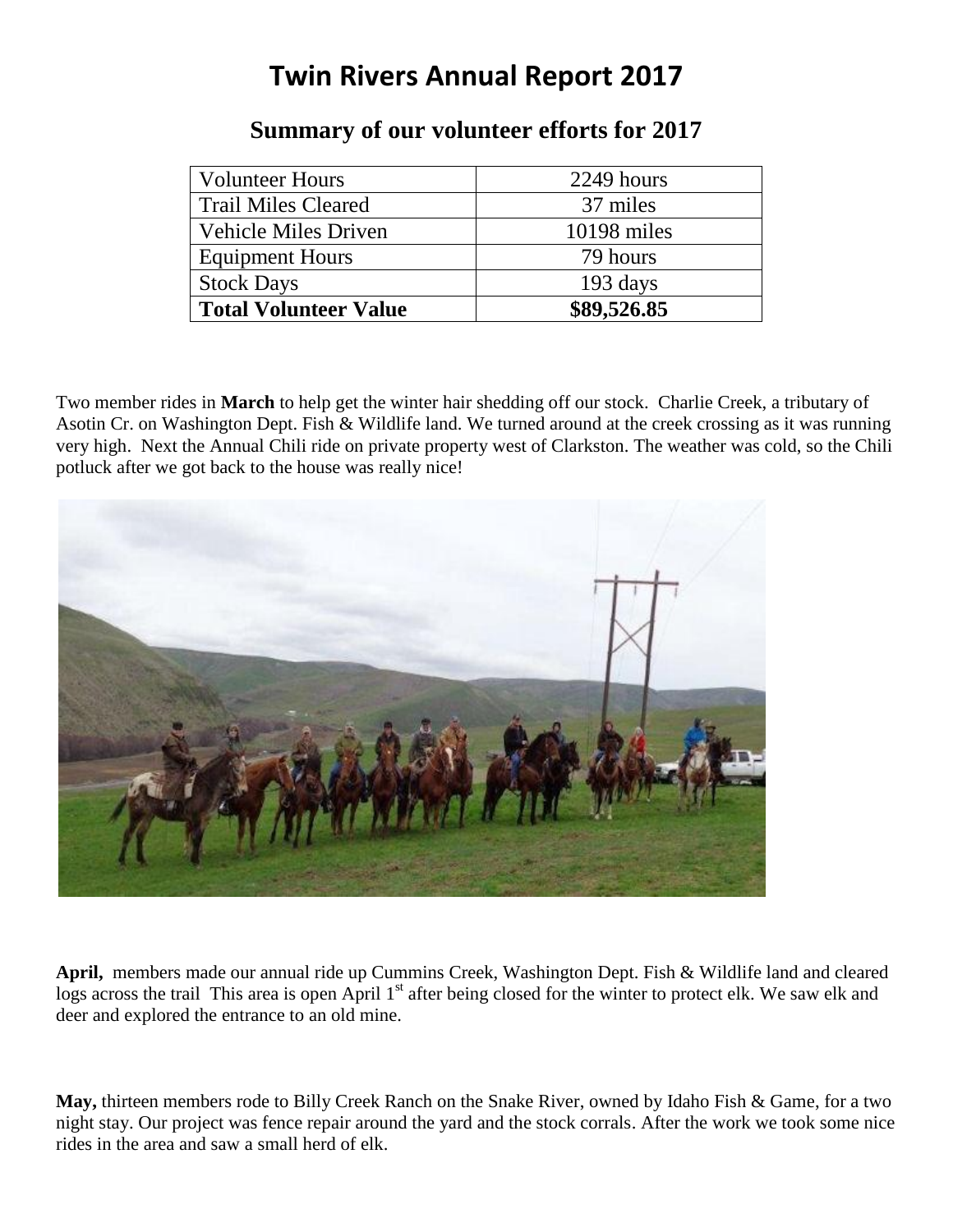# Twin Rivers Annual Report 2017

## Summary of our volunteer efforts for 2017

| Volunteer Hours | 2249 hours |
|---|---|
| Trail Miles Cleared | 37 miles |
| Vehicle Miles Driven | 10198 miles |
| Equipment Hours | 79 hours |
| Stock Days | 193 days |
| **Total Volunteer Value** | **\$89,526.85** |

Two member rides in **March** to help get the winter hair shedding off our stock. Charlie Creek, a tributary of Asotin Cr. on Washington Dept. Fish & Wildlife land. We turned around at the creek crossing as it was running very high. Next the Annual Chili ride on private property west of Clarkston. The weather was cold, so the Chili potluck after we got back to the house was really nice!

**April,** members made our annual ride up Cummins Creek, Washington Dept. Fish & Wildlife land and cleared logs across the trail This area is open April 1st after being closed for the winter to protect elk. We saw elk and deer and explored the entrance to an old mine.

**May,** thirteen members rode to Billy Creek Ranch on the Snake River, owned by Idaho Fish & Game, for a two night stay. Our project was fence repair around the yard and the stock corrals. After the work we took some nice rides in the area and saw a small herd of elk.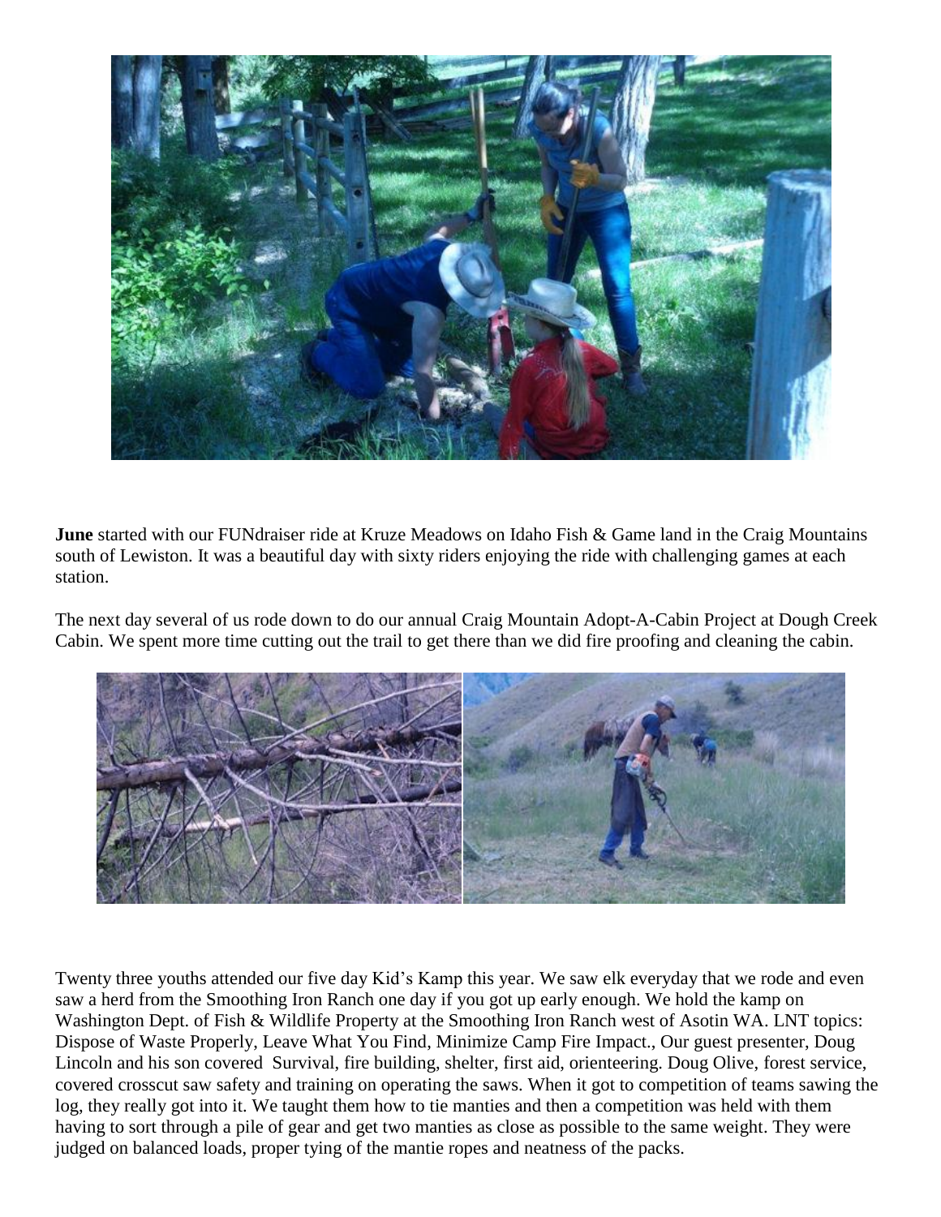**June** started with our FUNdraiser ride at Kruze Meadows on Idaho Fish & Game land in the Craig Mountains south of Lewiston. It was a beautiful day with sixty riders enjoying the ride with challenging games at each station.

The next day several of us rode down to do our annual Craig Mountain Adopt-A-Cabin Project at Dough Creek Cabin. We spent more time cutting out the trail to get there than we did fire proofing and cleaning the cabin.

Twenty three youths attended our five day Kid's Kamp this year. We saw elk everyday that we rode and even saw a herd from the Smoothing Iron Ranch one day if you got up early enough. We hold the kamp on Washington Dept. of Fish & Wildlife Property at the Smoothing Iron Ranch west of Asotin WA. LNT topics: Dispose of Waste Properly, Leave What You Find, Minimize Camp Fire Impact., Our guest presenter, Doug Lincoln and his son covered Survival, fire building, shelter, first aid, orienteering. Doug Olive, forest service, covered crosscut saw safety and training on operating the saws. When it got to competition of teams sawing the log, they really got into it. We taught them how to tie manties and then a competition was held with them having to sort through a pile of gear and get two manties as close as possible to the same weight. They were judged on balanced loads, proper tying of the mantie ropes and neatness of the packs.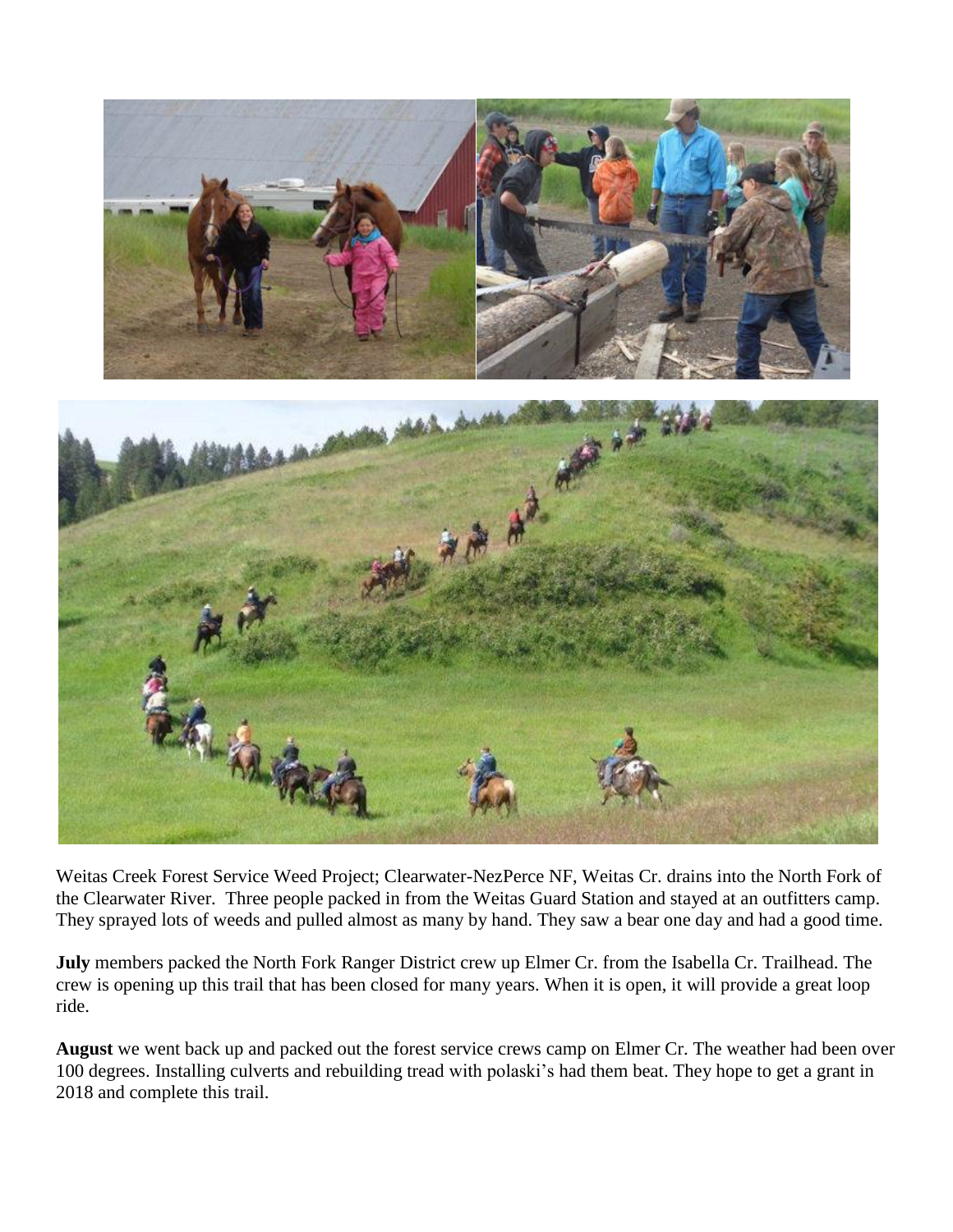Weitas Creek Forest Service Weed Project; Clearwater-NezPerce NF, Weitas Cr. drains into the North Fork of the Clearwater River. Three people packed in from the Weitas Guard Station and stayed at an outfitters camp. They sprayed lots of weeds and pulled almost as many by hand. They saw a bear one day and had a good time.

**July** members packed the North Fork Ranger District crew up Elmer Cr. from the Isabella Cr. Trailhead. The crew is opening up this trail that has been closed for many years. When it is open, it will provide a great loop ride.

**August** we went back up and packed out the forest service crews camp on Elmer Cr. The weather had been over 100 degrees. Installing culverts and rebuilding tread with polaski's had them beat. They hope to get a grant in 2018 and complete this trail.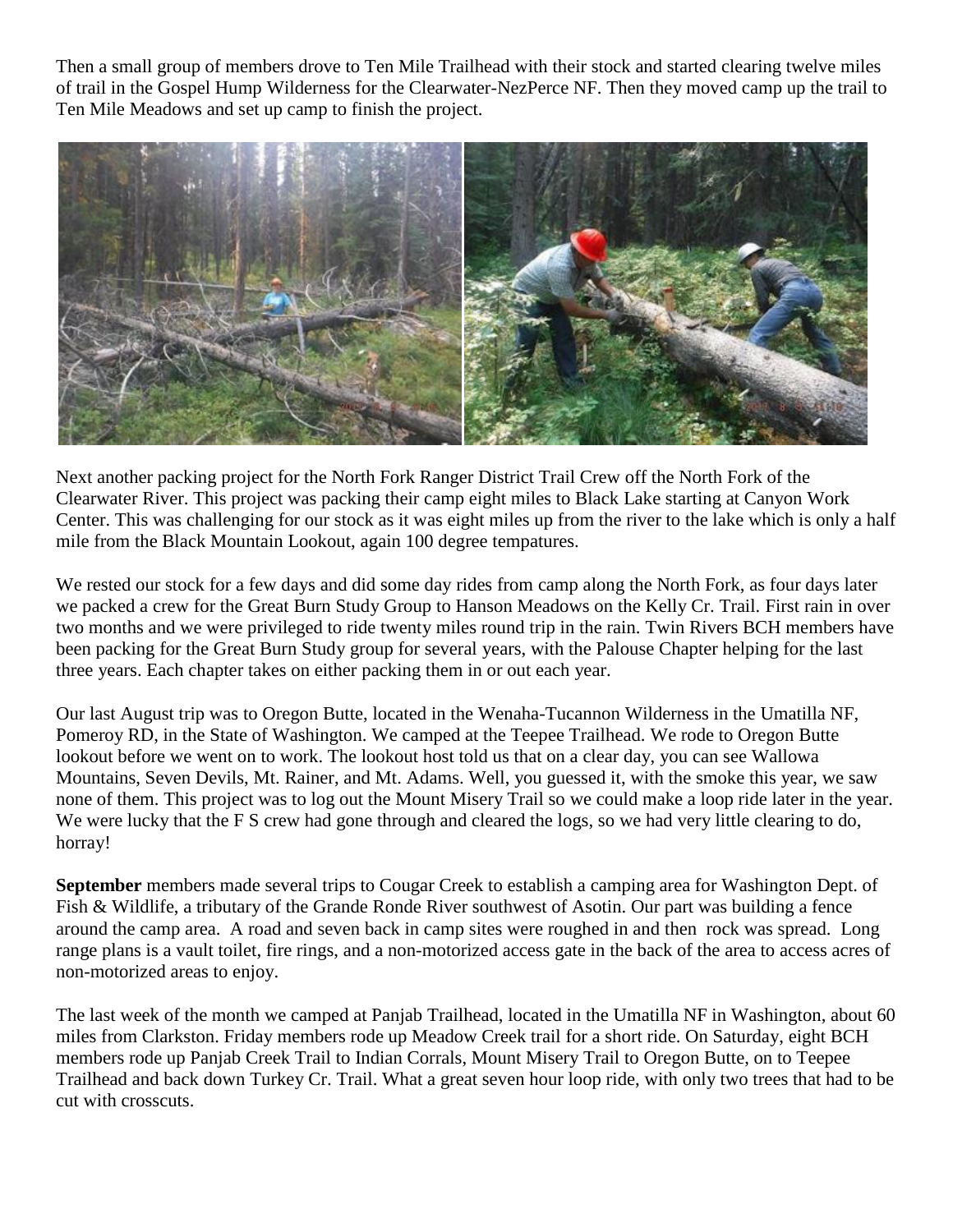Then a small group of members drove to Ten Mile Trailhead with their stock and started clearing twelve miles of trail in the Gospel Hump Wilderness for the Clearwater-NezPerce NF. Then they moved camp up the trail to Ten Mile Meadows and set up camp to finish the project.

Next another packing project for the North Fork Ranger District Trail Crew off the North Fork of the Clearwater River. This project was packing their camp eight miles to Black Lake starting at Canyon Work Center. This was challenging for our stock as it was eight miles up from the river to the lake which is only a half mile from the Black Mountain Lookout, again 100 degree tempatures.

We rested our stock for a few days and did some day rides from camp along the North Fork, as four days later we packed a crew for the Great Burn Study Group to Hanson Meadows on the Kelly Cr. Trail. First rain in over two months and we were privileged to ride twenty miles round trip in the rain. Twin Rivers BCH members have been packing for the Great Burn Study group for several years, with the Palouse Chapter helping for the last three years. Each chapter takes on either packing them in or out each year.

Our last August trip was to Oregon Butte, located in the Wenaha-Tucannon Wilderness in the Umatilla NF, Pomeroy RD, in the State of Washington. We camped at the Teepee Trailhead. We rode to Oregon Butte lookout before we went on to work. The lookout host told us that on a clear day, you can see Wallowa Mountains, Seven Devils, Mt. Rainer, and Mt. Adams. Well, you guessed it, with the smoke this year, we saw none of them. This project was to log out the Mount Misery Trail so we could make a loop ride later in the year. We were lucky that the F S crew had gone through and cleared the logs, so we had very little clearing to do, horray!

**September** members made several trips to Cougar Creek to establish a camping area for Washington Dept. of Fish & Wildlife, a tributary of the Grande Ronde River southwest of Asotin. Our part was building a fence around the camp area. A road and seven back in camp sites were roughed in and then rock was spread. Long range plans is a vault toilet, fire rings, and a non-motorized access gate in the back of the area to access acres of non-motorized areas to enjoy.

The last week of the month we camped at Panjab Trailhead, located in the Umatilla NF in Washington, about 60 miles from Clarkston. Friday members rode up Meadow Creek trail for a short ride. On Saturday, eight BCH members rode up Panjab Creek Trail to Indian Corrals, Mount Misery Trail to Oregon Butte, on to Teepee Trailhead and back down Turkey Cr. Trail. What a great seven hour loop ride, with only two trees that had to be cut with crosscuts.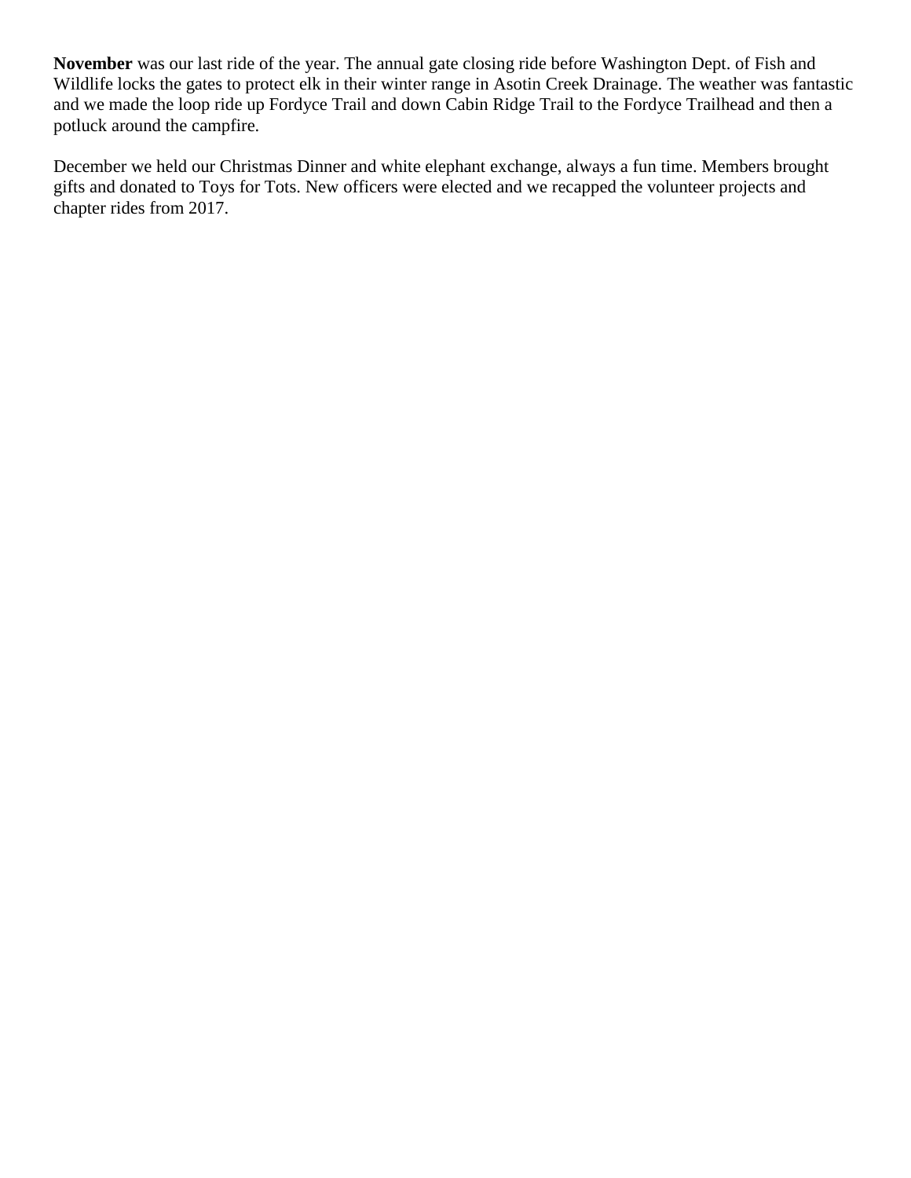**November** was our last ride of the year. The annual gate closing ride before Washington Dept. of Fish and Wildlife locks the gates to protect elk in their winter range in Asotin Creek Drainage. The weather was fantastic and we made the loop ride up Fordyce Trail and down Cabin Ridge Trail to the Fordyce Trailhead and then a potluck around the campfire.

December we held our Christmas Dinner and white elephant exchange, always a fun time. Members brought gifts and donated to Toys for Tots. New officers were elected and we recapped the volunteer projects and chapter rides from 2017.